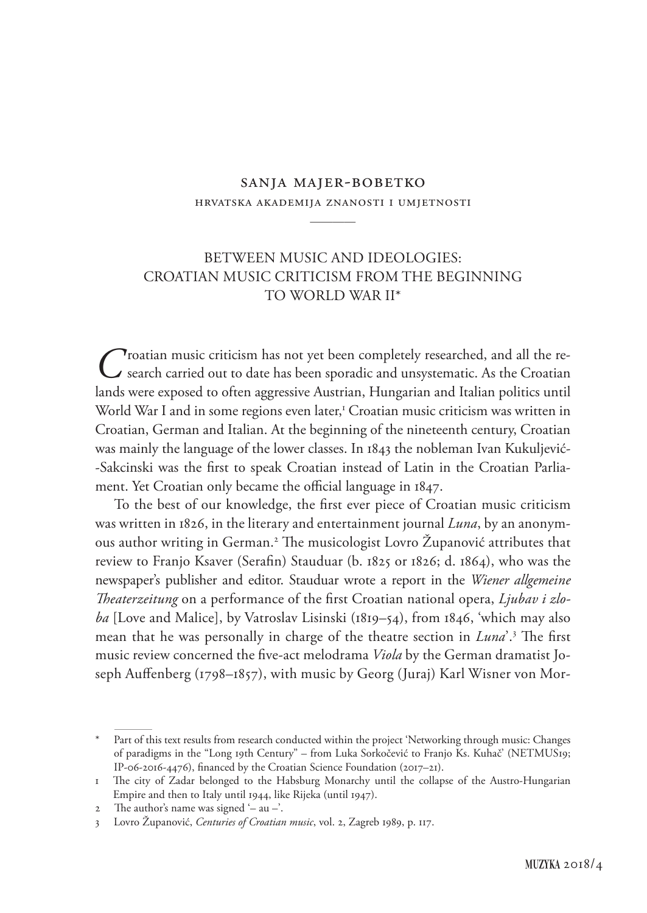Sanja Majer-Bobetko

Hrvatska akademija znanosti i umjetnosti

# BETWEEN MUSIC AND IDEOLOGIES: CROATIAN MUSIC CRITICISM FROM THE BEGINNING TO WORLD WAR II*

Croatian music criticism has not yet been completely researched, and all the research carried out to date has been sporadic and unsystematic. As the Croatian lands were exposed to often aggressive Austrian, Hungarian and Italian politics until World War I and in some regions even later,[1] Croatian music criticism was written in Croatian, German and Italian. At the beginning of the nineteenth century, Croatian was mainly the language of the lower classes. In 1843 the nobleman Ivan Kukuljević-Sakcinski was the first to speak Croatian instead of Latin in the Croatian Parliament. Yet Croatian only became the official language in 1847.

To the best of our knowledge, the first ever piece of Croatian music criticism was written in 1826, in the literary and entertainment journal *Luna*, by an anonymous author writing in German.[2] The musicologist Lovro Županović attributes that review to Franjo Ksaver (Serafin) Stauduar (b. 1825 or 1826; d. 1864), who was the newspaper's publisher and editor. Stauduar wrote a report in the *Wiener allgemeine Theaterzeitung* on a performance of the first Croatian national opera, *Ljubav i zloba* [Love and Malice], by Vatroslav Lisinski (1819–54), from 1846, 'which may also mean that he was personally in charge of the theatre section in *Luna*'.[3] The first music review concerned the five-act melodrama *Viola* by the German dramatist Joseph Auffenberg (1798–1857), with music by Georg (Juraj) Karl Wisner von Mor-

---

\* Part of this text results from research conducted within the project 'Networking through music: Changes of paradigms in the "Long 19th Century" – from Luka Sorkočević to Franjo Ks. Kuhač' (NETMUS19; IP-06-2016-4476), financed by the Croatian Science Foundation (2017–21).

1 The city of Zadar belonged to the Habsburg Monarchy until the collapse of the Austro-Hungarian Empire and then to Italy until 1944, like Rijeka (until 1947).

2 The author's name was signed '– au –'.

3 Lovro Županović, *Centuries of Croatian music*, vol. 2, Zagreb 1989, p. 117.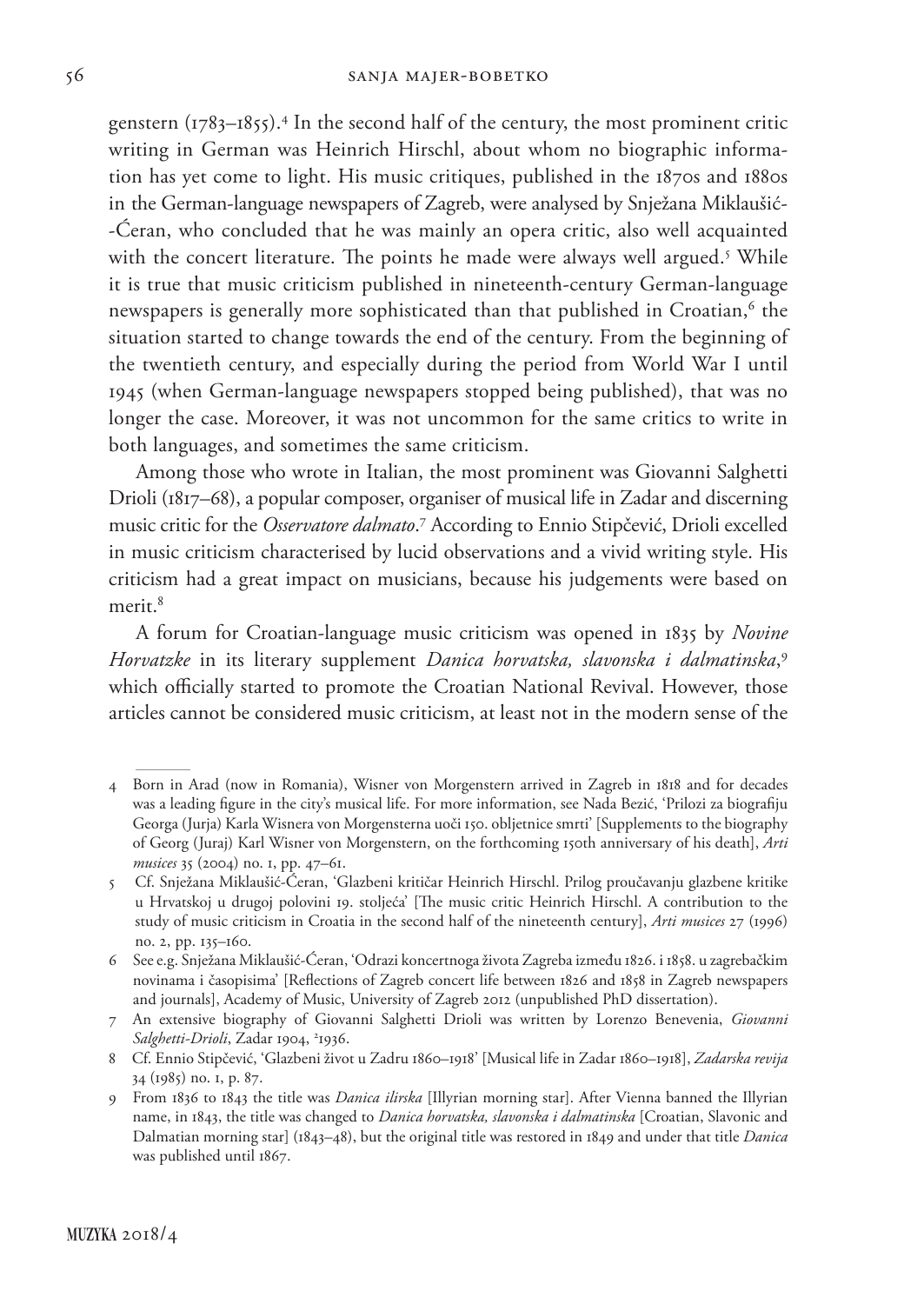genstern (1783–1855).[4] In the second half of the century, the most prominent critic writing in German was Heinrich Hirschl, about whom no biographic information has yet come to light. His music critiques, published in the 1870s and 1880s in the German-language newspapers of Zagreb, were analysed by Snježana Miklaušić-Ćeran, who concluded that he was mainly an opera critic, also well acquainted with the concert literature. The points he made were always well argued.[5] While it is true that music criticism published in nineteenth-century German-language newspapers is generally more sophisticated than that published in Croatian,[6] the situation started to change towards the end of the century. From the beginning of the twentieth century, and especially during the period from World War I until 1945 (when German-language newspapers stopped being published), that was no longer the case. Moreover, it was not uncommon for the same critics to write in both languages, and sometimes the same criticism.

Among those who wrote in Italian, the most prominent was Giovanni Salghetti Drioli (1817–68), a popular composer, organiser of musical life in Zadar and discerning music critic for the *Osservatore dalmato*.[7] According to Ennio Stipčević, Drioli excelled in music criticism characterised by lucid observations and a vivid writing style. His criticism had a great impact on musicians, because his judgements were based on merit.[8]

A forum for Croatian-language music criticism was opened in 1835 by *Novine Horvatzke* in its literary supplement *Danica horvatska, slavonska i dalmatinska*,[9] which officially started to promote the Croatian National Revival. However, those articles cannot be considered music criticism, at least not in the modern sense of the

---

4 Born in Arad (now in Romania), Wisner von Morgenstern arrived in Zagreb in 1818 and for decades was a leading figure in the city's musical life. For more information, see Nada Bezić, 'Prilozi za biografiju Georga (Jurja) Karla Wisnera von Morgensterna uoči 150. obljetnice smrti' [Supplements to the biography of Georg (Juraj) Karl Wisner von Morgenstern, on the forthcoming 150th anniversary of his death], *Arti musices* 35 (2004) no. 1, pp. 47–61.

5 Cf. Snježana Miklaušić-Ćeran, 'Glazbeni kritičar Heinrich Hirschl. Prilog proučavanju glazbene kritike u Hrvatskoj u drugoj polovini 19. stoljeća' [The music critic Heinrich Hirschl. A contribution to the study of music criticism in Croatia in the second half of the nineteenth century], *Arti musices* 27 (1996) no. 2, pp. 135–160.

6 See e.g. Snježana Miklaušić-Ćeran, 'Odrazi koncertnoga života Zagreba između 1826. i 1858. u zagrebačkim novinama i časopisima' [Reflections of Zagreb concert life between 1826 and 1858 in Zagreb newspapers and journals], Academy of Music, University of Zagreb 2012 (unpublished PhD dissertation).

7 An extensive biography of Giovanni Salghetti Drioli was written by Lorenzo Benevenia, *Giovanni Salghetti-Drioli*, Zadar 1904, ²1936.

8 Cf. Ennio Stipčević, 'Glazbeni život u Zadru 1860–1918' [Musical life in Zadar 1860–1918], *Zadarska revija* 34 (1985) no. 1, p. 87.

9 From 1836 to 1843 the title was *Danica ilirska* [Illyrian morning star]. After Vienna banned the Illyrian name, in 1843, the title was changed to *Danica horvatska, slavonska i dalmatinska* [Croatian, Slavonic and Dalmatian morning star] (1843–48), but the original title was restored in 1849 and under that title *Danica* was published until 1867.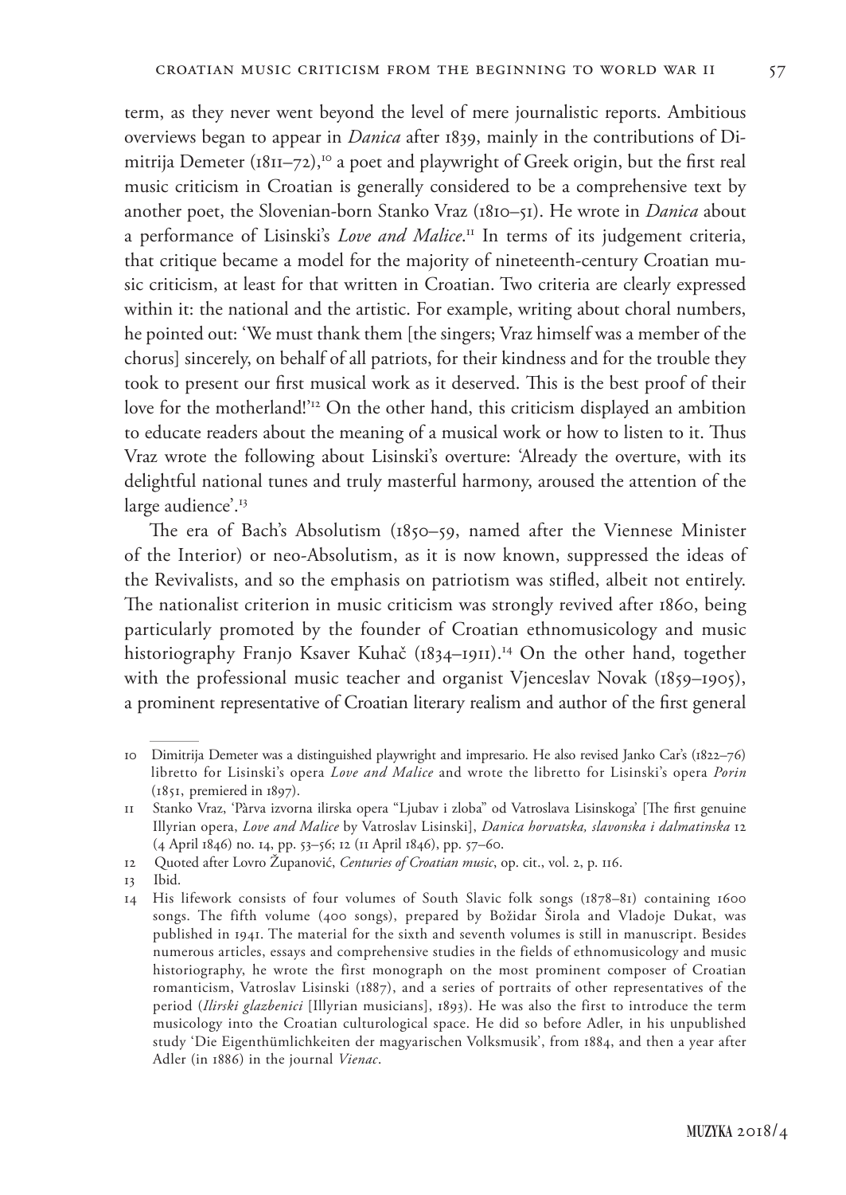term, as they never went beyond the level of mere journalistic reports. Ambitious overviews began to appear in *Danica* after 1839, mainly in the contributions of Dimitrija Demeter (1811–72),[10] a poet and playwright of Greek origin, but the first real music criticism in Croatian is generally considered to be a comprehensive text by another poet, the Slovenian-born Stanko Vraz (1810–51). He wrote in *Danica* about a performance of Lisinski's *Love and Malice*.[11] In terms of its judgement criteria, that critique became a model for the majority of nineteenth-century Croatian music criticism, at least for that written in Croatian. Two criteria are clearly expressed within it: the national and the artistic. For example, writing about choral numbers, he pointed out: 'We must thank them [the singers; Vraz himself was a member of the chorus] sincerely, on behalf of all patriots, for their kindness and for the trouble they took to present our first musical work as it deserved. This is the best proof of their love for the motherland!'[12] On the other hand, this criticism displayed an ambition to educate readers about the meaning of a musical work or how to listen to it. Thus Vraz wrote the following about Lisinski's overture: 'Already the overture, with its delightful national tunes and truly masterful harmony, aroused the attention of the large audience'.[13]

The era of Bach's Absolutism (1850–59, named after the Viennese Minister of the Interior) or neo-Absolutism, as it is now known, suppressed the ideas of the Revivalists, and so the emphasis on patriotism was stifled, albeit not entirely. The nationalist criterion in music criticism was strongly revived after 1860, being particularly promoted by the founder of Croatian ethnomusicology and music historiography Franjo Ksaver Kuhač (1834–1911).[14] On the other hand, together with the professional music teacher and organist Vjenceslav Novak (1859–1905), a prominent representative of Croatian literary realism and author of the first general

---

10 Dimitrija Demeter was a distinguished playwright and impresario. He also revised Janko Car's (1822–76) libretto for Lisinski's opera *Love and Malice* and wrote the libretto for Lisinski's opera *Porin* (1851, premiered in 1897).

11 Stanko Vraz, 'Pàrva izvorna ilirska opera "Ljubav i zloba" od Vatroslava Lisinskoga' [The first genuine Illyrian opera, *Love and Malice* by Vatroslav Lisinski], *Danica horvatska, slavonska i dalmatinska* 12 (4 April 1846) no. 14, pp. 53–56; 12 (11 April 1846), pp. 57–60.

12 Quoted after Lovro Županović, *Centuries of Croatian music*, op. cit., vol. 2, p. 116.

13 Ibid.

14 His lifework consists of four volumes of South Slavic folk songs (1878–81) containing 1600 songs. The fifth volume (400 songs), prepared by Božidar Širola and Vladoje Dukat, was published in 1941. The material for the sixth and seventh volumes is still in manuscript. Besides numerous articles, essays and comprehensive studies in the fields of ethnomusicology and music historiography, he wrote the first monograph on the most prominent composer of Croatian romanticism, Vatroslav Lisinski (1887), and a series of portraits of other representatives of the period (*Ilirski glazbenici* [Illyrian musicians], 1893). He was also the first to introduce the term musicology into the Croatian culturological space. He did so before Adler, in his unpublished study 'Die Eigenthümlichkeiten der magyarischen Volksmusik', from 1884, and then a year after Adler (in 1886) in the journal *Vienac*.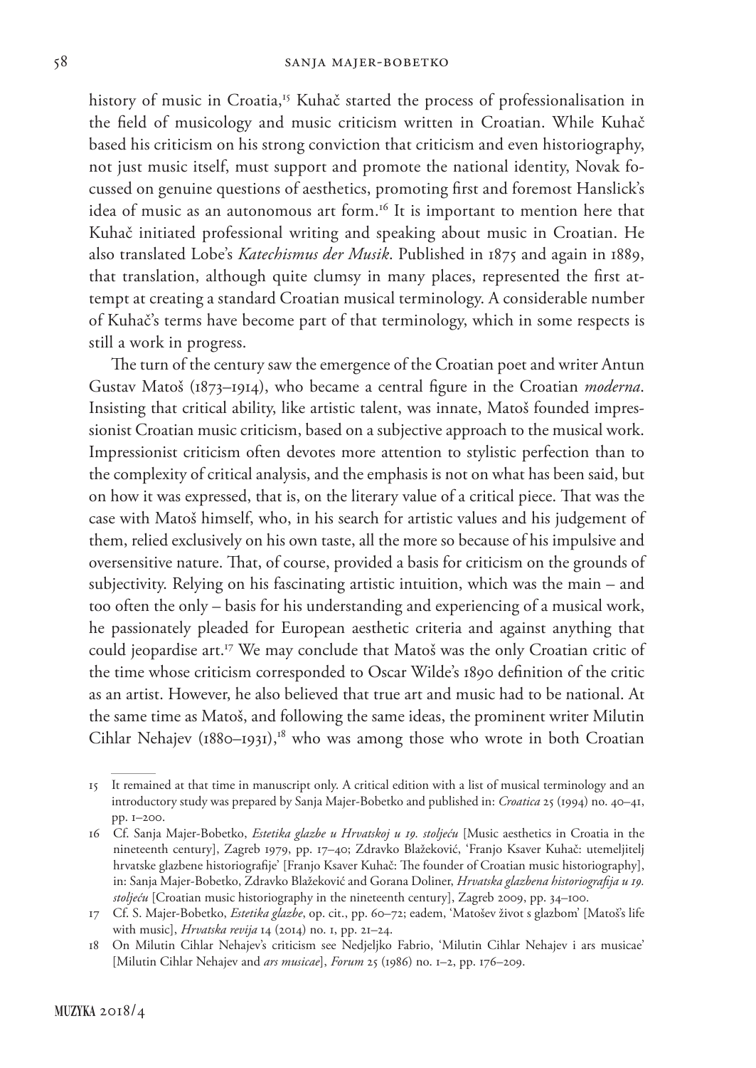history of music in Croatia,[15] Kuhač started the process of professionalisation in the field of musicology and music criticism written in Croatian. While Kuhač based his criticism on his strong conviction that criticism and even historiography, not just music itself, must support and promote the national identity, Novak focussed on genuine questions of aesthetics, promoting first and foremost Hanslick's idea of music as an autonomous art form.[16] It is important to mention here that Kuhač initiated professional writing and speaking about music in Croatian. He also translated Lobe's *Katechismus der Musik*. Published in 1875 and again in 1889, that translation, although quite clumsy in many places, represented the first attempt at creating a standard Croatian musical terminology. A considerable number of Kuhač's terms have become part of that terminology, which in some respects is still a work in progress.

The turn of the century saw the emergence of the Croatian poet and writer Antun Gustav Matoš (1873–1914), who became a central figure in the Croatian *moderna*. Insisting that critical ability, like artistic talent, was innate, Matoš founded impressionist Croatian music criticism, based on a subjective approach to the musical work. Impressionist criticism often devotes more attention to stylistic perfection than to the complexity of critical analysis, and the emphasis is not on what has been said, but on how it was expressed, that is, on the literary value of a critical piece. That was the case with Matoš himself, who, in his search for artistic values and his judgement of them, relied exclusively on his own taste, all the more so because of his impulsive and oversensitive nature. That, of course, provided a basis for criticism on the grounds of subjectivity. Relying on his fascinating artistic intuition, which was the main – and too often the only – basis for his understanding and experiencing of a musical work, he passionately pleaded for European aesthetic criteria and against anything that could jeopardise art.[17] We may conclude that Matoš was the only Croatian critic of the time whose criticism corresponded to Oscar Wilde's 1890 definition of the critic as an artist. However, he also believed that true art and music had to be national. At the same time as Matoš, and following the same ideas, the prominent writer Milutin Cihlar Nehajev (1880–1931),[18] who was among those who wrote in both Croatian

---

15 It remained at that time in manuscript only. A critical edition with a list of musical terminology and an introductory study was prepared by Sanja Majer-Bobetko and published in: *Croatica* 25 (1994) no. 40–41, pp. 1–200.

16 Cf. Sanja Majer-Bobetko, *Estetika glazbe u Hrvatskoj u 19. stoljeću* [Music aesthetics in Croatia in the nineteenth century], Zagreb 1979, pp. 17–40; Zdravko Blažeković, 'Franjo Ksaver Kuhač: utemeljitelj hrvatske glazbene historiografije' [Franjo Ksaver Kuhač: The founder of Croatian music historiography], in: Sanja Majer-Bobetko, Zdravko Blažeković and Gorana Doliner, *Hrvatska glazbena historiografija u 19. stoljeću* [Croatian music historiography in the nineteenth century], Zagreb 2009, pp. 34–100.

17 Cf. S. Majer-Bobetko, *Estetika glazbe*, op. cit., pp. 60–72; eadem, 'Matošev život s glazbom' [Matoš's life with music], *Hrvatska revija* 14 (2014) no. 1, pp. 21–24.

18 On Milutin Cihlar Nehajev's criticism see Nedjeljko Fabrio, 'Milutin Cihlar Nehajev i ars musicae' [Milutin Cihlar Nehajev and *ars musicae*], *Forum* 25 (1986) no. 1–2, pp. 176–209.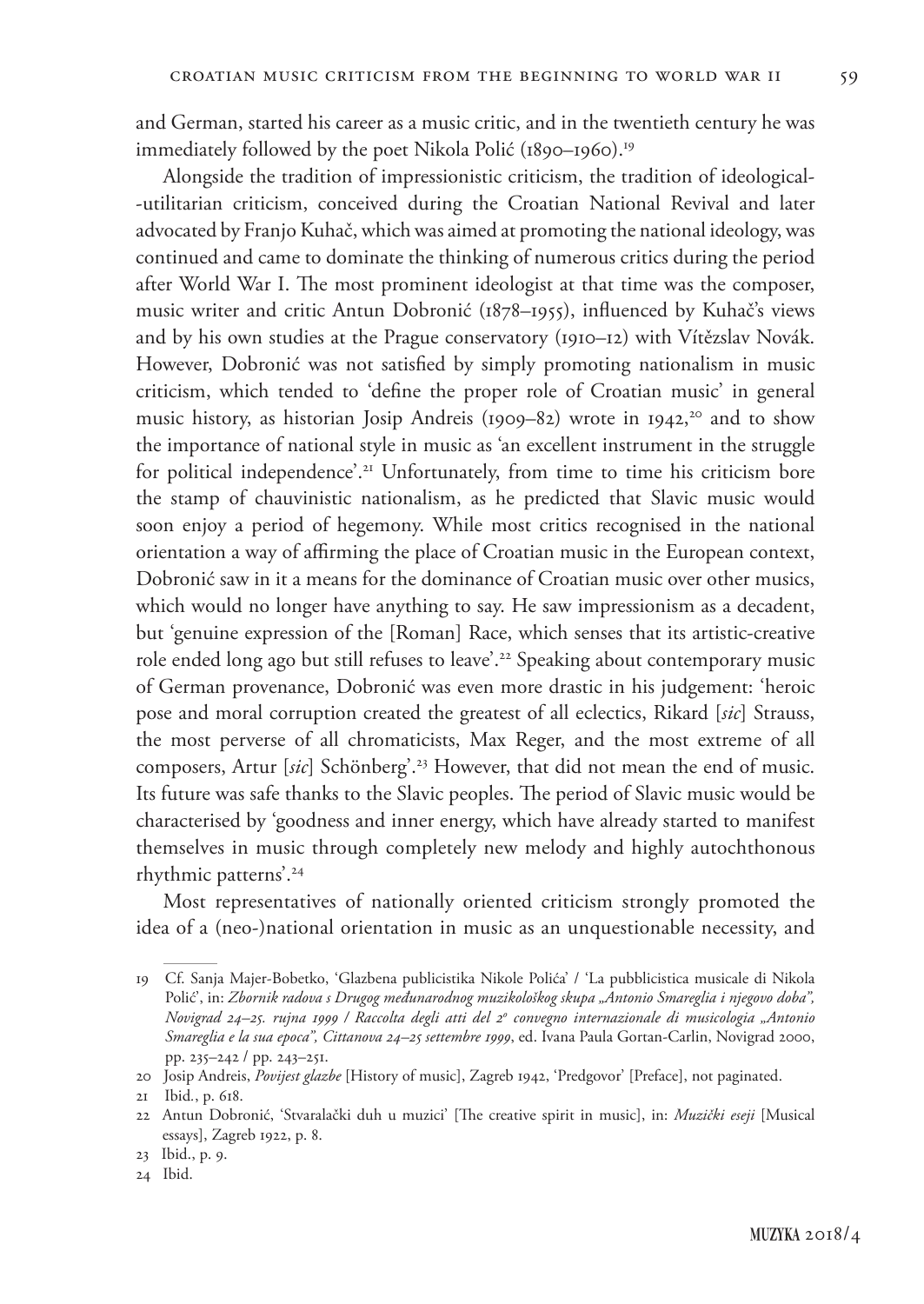and German, started his career as a music critic, and in the twentieth century he was immediately followed by the poet Nikola Polić (1890–1960).[19]

Alongside the tradition of impressionistic criticism, the tradition of ideological--utilitarian criticism, conceived during the Croatian National Revival and later advocated by Franjo Kuhač, which was aimed at promoting the national ideology, was continued and came to dominate the thinking of numerous critics during the period after World War I. The most prominent ideologist at that time was the composer, music writer and critic Antun Dobronić (1878–1955), influenced by Kuhač's views and by his own studies at the Prague conservatory (1910–12) with Vítězslav Novák. However, Dobronić was not satisfied by simply promoting nationalism in music criticism, which tended to 'define the proper role of Croatian music' in general music history, as historian Josip Andreis (1909–82) wrote in 1942,[20] and to show the importance of national style in music as 'an excellent instrument in the struggle for political independence'.[21] Unfortunately, from time to time his criticism bore the stamp of chauvinistic nationalism, as he predicted that Slavic music would soon enjoy a period of hegemony. While most critics recognised in the national orientation a way of affirming the place of Croatian music in the European context, Dobronić saw in it a means for the dominance of Croatian music over other musics, which would no longer have anything to say. He saw impressionism as a decadent, but 'genuine expression of the [Roman] Race, which senses that its artistic-creative role ended long ago but still refuses to leave'.[22] Speaking about contemporary music of German provenance, Dobronić was even more drastic in his judgement: 'heroic pose and moral corruption created the greatest of all eclectics, Rikard [*sic*] Strauss, the most perverse of all chromaticists, Max Reger, and the most extreme of all composers, Artur [*sic*] Schönberg'.[23] However, that did not mean the end of music. Its future was safe thanks to the Slavic peoples. The period of Slavic music would be characterised by 'goodness and inner energy, which have already started to manifest themselves in music through completely new melody and highly autochthonous rhythmic patterns'.[24]

Most representatives of nationally oriented criticism strongly promoted the idea of a (neo-)national orientation in music as an unquestionable necessity, and

---

19 Cf. Sanja Majer-Bobetko, 'Glazbena publicistika Nikole Polića' / 'La pubblicistica musicale di Nikola Polić', in: *Zbornik radova s Drugog međunarodnog muzikološkog skupa „Antonio Smareglia i njegovo doba", Novigrad 24–25. rujna 1999 / Raccolta degli atti del 2º convegno internazionale di musicologia „Antonio Smareglia e la sua epoca", Cittanova 24–25 settembre 1999*, ed. Ivana Paula Gortan-Carlin, Novigrad 2000, pp. 235–242 / pp. 243–251.

20 Josip Andreis, *Povijest glazbe* [History of music], Zagreb 1942, 'Predgovor' [Preface], not paginated.

21 Ibid., p. 618.

22 Antun Dobronić, 'Stvaralački duh u muzici' [The creative spirit in music], in: *Muzički eseji* [Musical essays], Zagreb 1922, p. 8.

23 Ibid., p. 9.

24 Ibid.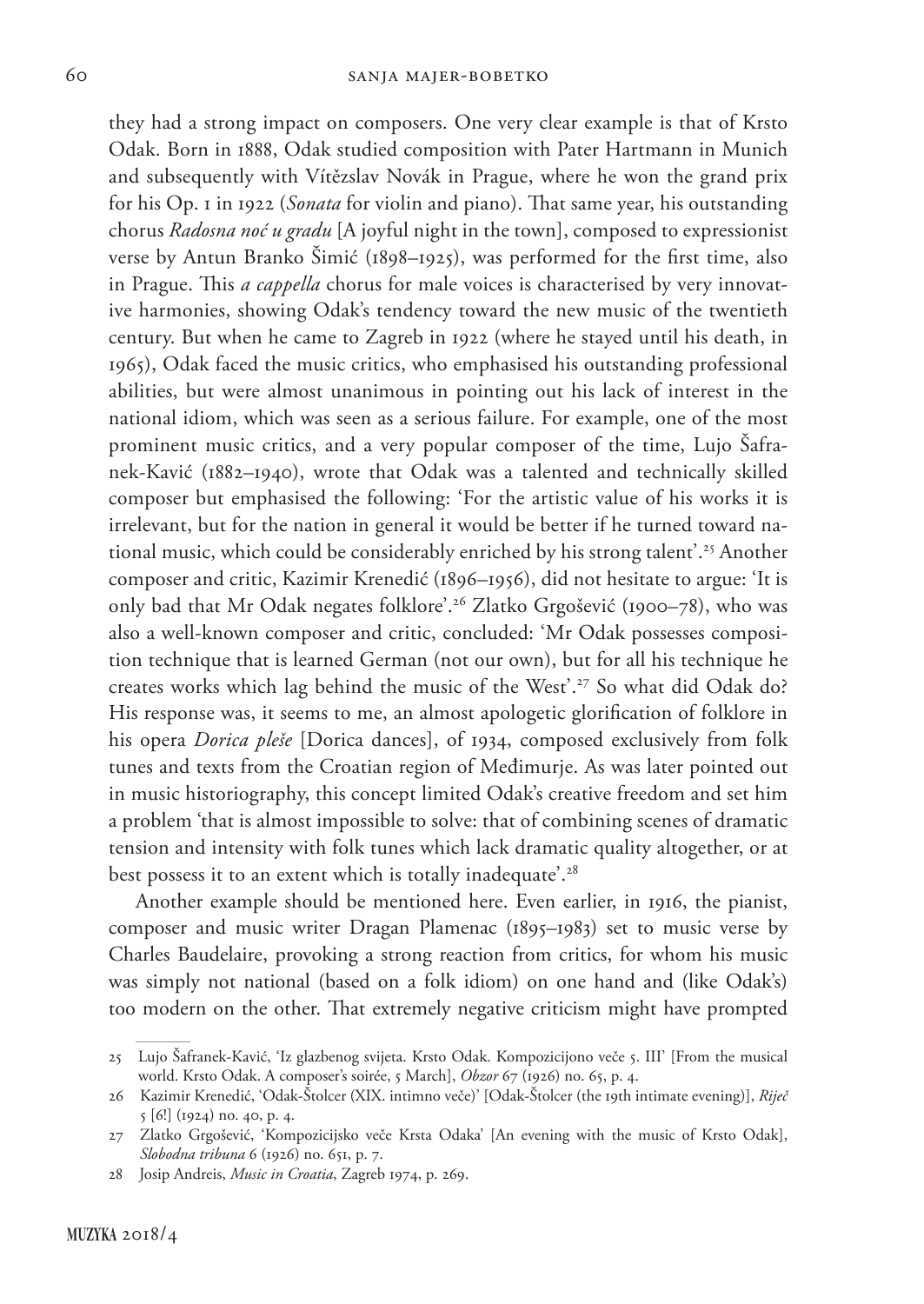they had a strong impact on composers. One very clear example is that of Krsto Odak. Born in 1888, Odak studied composition with Pater Hartmann in Munich and subsequently with Vítězslav Novák in Prague, where he won the grand prix for his Op. 1 in 1922 (*Sonata* for violin and piano). That same year, his outstanding chorus *Radosna noć u gradu* [A joyful night in the town], composed to expressionist verse by Antun Branko Šimić (1898–1925), was performed for the first time, also in Prague. This *a cappella* chorus for male voices is characterised by very innovative harmonies, showing Odak's tendency toward the new music of the twentieth century. But when he came to Zagreb in 1922 (where he stayed until his death, in 1965), Odak faced the music critics, who emphasised his outstanding professional abilities, but were almost unanimous in pointing out his lack of interest in the national idiom, which was seen as a serious failure. For example, one of the most prominent music critics, and a very popular composer of the time, Lujo Šafranek-Kavić (1882–1940), wrote that Odak was a talented and technically skilled composer but emphasised the following: 'For the artistic value of his works it is irrelevant, but for the nation in general it would be better if he turned toward national music, which could be considerably enriched by his strong talent'.[25] Another composer and critic, Kazimir Krenedić (1896–1956), did not hesitate to argue: 'It is only bad that Mr Odak negates folklore'.[26] Zlatko Grgošević (1900–78), who was also a well-known composer and critic, concluded: 'Mr Odak possesses composition technique that is learned German (not our own), but for all his technique he creates works which lag behind the music of the West'.[27] So what did Odak do? His response was, it seems to me, an almost apologetic glorification of folklore in his opera *Dorica pleše* [Dorica dances], of 1934, composed exclusively from folk tunes and texts from the Croatian region of Međimurje. As was later pointed out in music historiography, this concept limited Odak's creative freedom and set him a problem 'that is almost impossible to solve: that of combining scenes of dramatic tension and intensity with folk tunes which lack dramatic quality altogether, or at best possess it to an extent which is totally inadequate'.[28]

Another example should be mentioned here. Even earlier, in 1916, the pianist, composer and music writer Dragan Plamenac (1895–1983) set to music verse by Charles Baudelaire, provoking a strong reaction from critics, for whom his music was simply not national (based on a folk idiom) on one hand and (like Odak's) too modern on the other. That extremely negative criticism might have prompted

---

25 Lujo Šafranek-Kavić, 'Iz glazbenog svijeta. Krsto Odak. Kompozicijono veče 5. III' [From the musical world. Krsto Odak. A composer's soirée, 5 March], *Obzor* 67 (1926) no. 65, p. 4.

26 Kazimir Krenedić, 'Odak-Štolcer (XIX. intimno veče)' [Odak-Štolcer (the 19th intimate evening)], *Riječ* 5 [6!] (1924) no. 40, p. 4.

27 Zlatko Grgošević, 'Kompozicijsko veče Krsta Odaka' [An evening with the music of Krsto Odak], *Slobodna tribuna* 6 (1926) no. 651, p. 7.

28 Josip Andreis, *Music in Croatia*, Zagreb 1974, p. 269.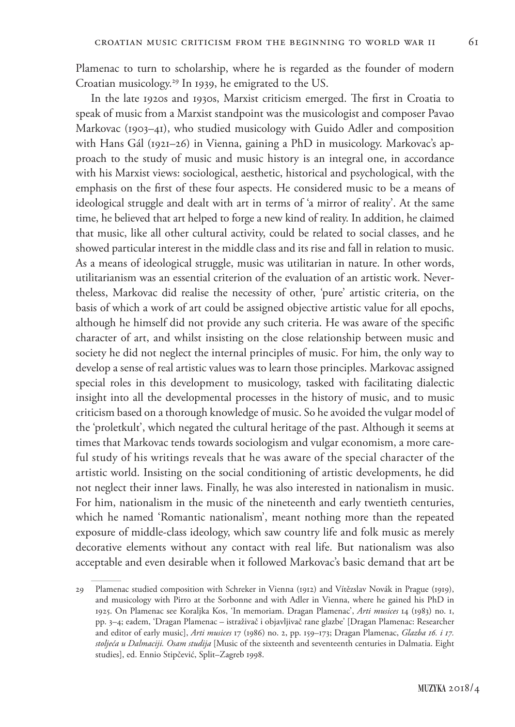Plamenac to turn to scholarship, where he is regarded as the founder of modern Croatian musicology.[29] In 1939, he emigrated to the US.

In the late 1920s and 1930s, Marxist criticism emerged. The first in Croatia to speak of music from a Marxist standpoint was the musicologist and composer Pavao Markovac (1903–41), who studied musicology with Guido Adler and composition with Hans Gál (1921–26) in Vienna, gaining a PhD in musicology. Markovac's approach to the study of music and music history is an integral one, in accordance with his Marxist views: sociological, aesthetic, historical and psychological, with the emphasis on the first of these four aspects. He considered music to be a means of ideological struggle and dealt with art in terms of 'a mirror of reality'. At the same time, he believed that art helped to forge a new kind of reality. In addition, he claimed that music, like all other cultural activity, could be related to social classes, and he showed particular interest in the middle class and its rise and fall in relation to music. As a means of ideological struggle, music was utilitarian in nature. In other words, utilitarianism was an essential criterion of the evaluation of an artistic work. Nevertheless, Markovac did realise the necessity of other, 'pure' artistic criteria, on the basis of which a work of art could be assigned objective artistic value for all epochs, although he himself did not provide any such criteria. He was aware of the specific character of art, and whilst insisting on the close relationship between music and society he did not neglect the internal principles of music. For him, the only way to develop a sense of real artistic values was to learn those principles. Markovac assigned special roles in this development to musicology, tasked with facilitating dialectic insight into all the developmental processes in the history of music, and to music criticism based on a thorough knowledge of music. So he avoided the vulgar model of the 'proletkult', which negated the cultural heritage of the past. Although it seems at times that Markovac tends towards sociologism and vulgar economism, a more careful study of his writings reveals that he was aware of the special character of the artistic world. Insisting on the social conditioning of artistic developments, he did not neglect their inner laws. Finally, he was also interested in nationalism in music. For him, nationalism in the music of the nineteenth and early twentieth centuries, which he named 'Romantic nationalism', meant nothing more than the repeated exposure of middle-class ideology, which saw country life and folk music as merely decorative elements without any contact with real life. But nationalism was also acceptable and even desirable when it followed Markovac's basic demand that art be

---

29 Plamenac studied composition with Schreker in Vienna (1912) and Vítězslav Novák in Prague (1919), and musicology with Pirro at the Sorbonne and with Adler in Vienna, where he gained his PhD in 1925. On Plamenac see Koraljka Kos, 'In memoriam. Dragan Plamenac', *Arti musices* 14 (1983) no. 1, pp. 3–4; eadem, 'Dragan Plamenac – istraživač i objavljivač rane glazbe' [Dragan Plamenac: Researcher and editor of early music], *Arti musices* 17 (1986) no. 2, pp. 159–173; Dragan Plamenac, *Glazba 16. i 17. stoljeća u Dalmaciji. Osam studija* [Music of the sixteenth and seventeenth centuries in Dalmatia. Eight studies], ed. Ennio Stipčević, Split–Zagreb 1998.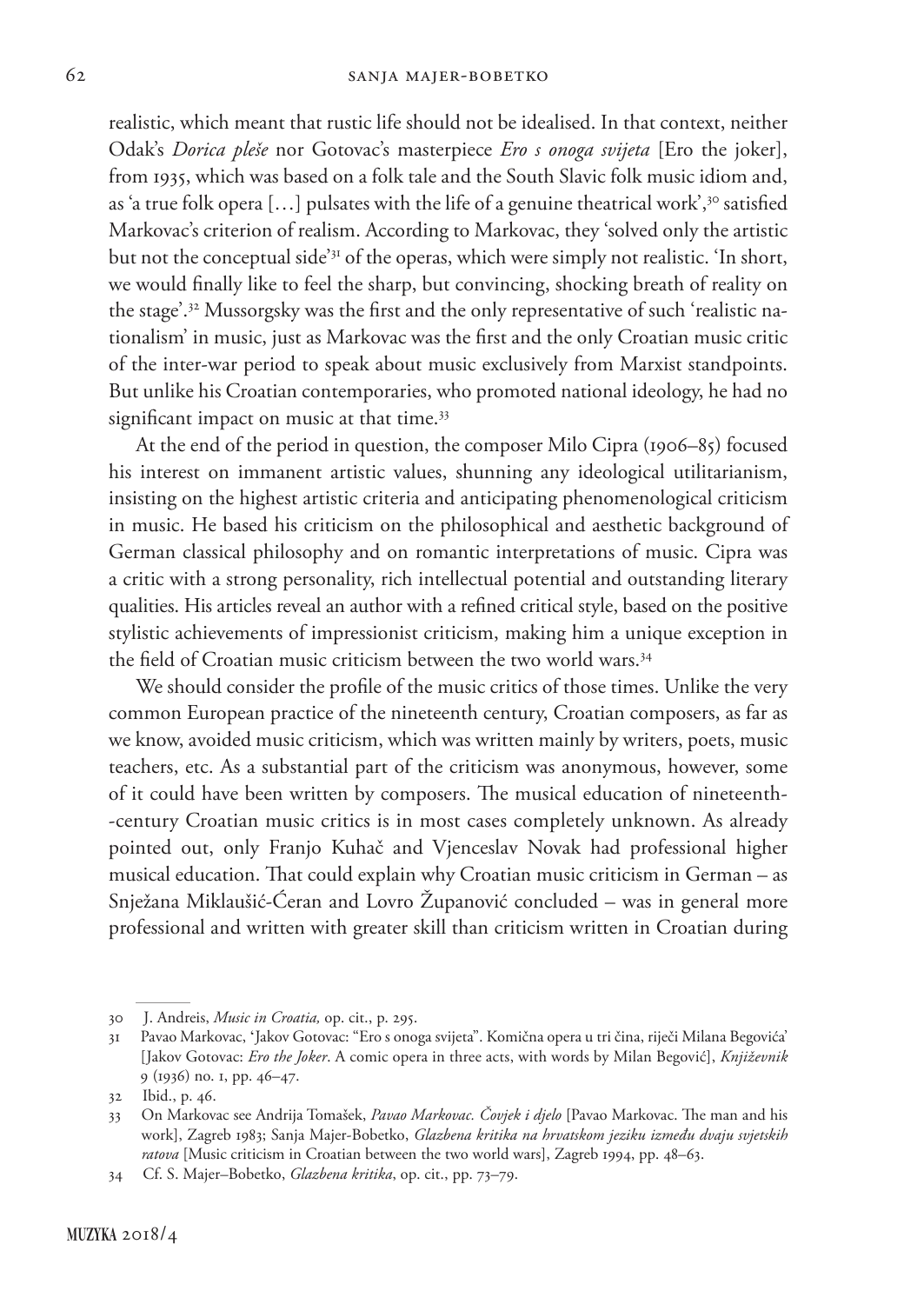realistic, which meant that rustic life should not be idealised. In that context, neither Odak's *Dorica pleše* nor Gotovac's masterpiece *Ero s onoga svijeta* [Ero the joker], from 1935, which was based on a folk tale and the South Slavic folk music idiom and, as 'a true folk opera […] pulsates with the life of a genuine theatrical work',[30] satisfied Markovac's criterion of realism. According to Markovac, they 'solved only the artistic but not the conceptual side'[31] of the operas, which were simply not realistic. 'In short, we would finally like to feel the sharp, but convincing, shocking breath of reality on the stage'.[32] Mussorgsky was the first and the only representative of such 'realistic nationalism' in music, just as Markovac was the first and the only Croatian music critic of the inter-war period to speak about music exclusively from Marxist standpoints. But unlike his Croatian contemporaries, who promoted national ideology, he had no significant impact on music at that time.[33]

At the end of the period in question, the composer Milo Cipra (1906–85) focused his interest on immanent artistic values, shunning any ideological utilitarianism, insisting on the highest artistic criteria and anticipating phenomenological criticism in music. He based his criticism on the philosophical and aesthetic background of German classical philosophy and on romantic interpretations of music. Cipra was a critic with a strong personality, rich intellectual potential and outstanding literary qualities. His articles reveal an author with a refined critical style, based on the positive stylistic achievements of impressionist criticism, making him a unique exception in the field of Croatian music criticism between the two world wars.[34]

We should consider the profile of the music critics of those times. Unlike the very common European practice of the nineteenth century, Croatian composers, as far as we know, avoided music criticism, which was written mainly by writers, poets, music teachers, etc. As a substantial part of the criticism was anonymous, however, some of it could have been written by composers. The musical education of nineteenth-century Croatian music critics is in most cases completely unknown. As already pointed out, only Franjo Kuhač and Vjenceslav Novak had professional higher musical education. That could explain why Croatian music criticism in German – as Snježana Miklaušić-Ćeran and Lovro Županović concluded – was in general more professional and written with greater skill than criticism written in Croatian during

---

30 J. Andreis, *Music in Croatia,* op. cit., p. 295.

31 Pavao Markovac, 'Jakov Gotovac: "Ero s onoga svijeta". Komična opera u tri čina, riječi Milana Begovića' [Jakov Gotovac: *Ero the Joker*. A comic opera in three acts, with words by Milan Begović], *Književnik* 9 (1936) no. 1, pp. 46–47.

32 Ibid., p. 46.

33 On Markovac see Andrija Tomašek, *Pavao Markovac. Čovjek i djelo* [Pavao Markovac. The man and his work], Zagreb 1983; Sanja Majer-Bobetko, *Glazbena kritika na hrvatskom jeziku između dvaju svjetskih ratova* [Music criticism in Croatian between the two world wars], Zagreb 1994, pp. 48–63.

34 Cf. S. Majer–Bobetko, *Glazbena kritika*, op. cit., pp. 73–79.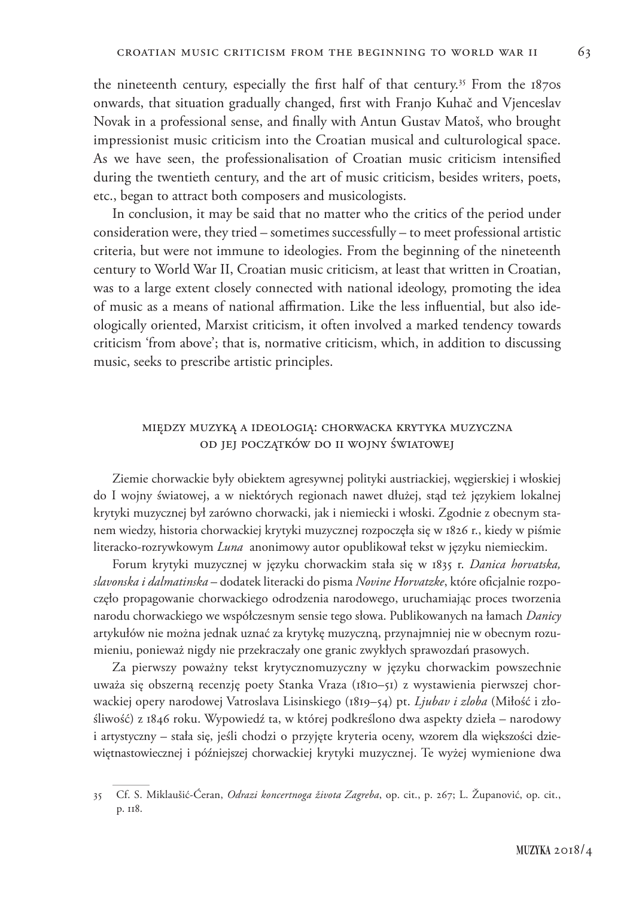the nineteenth century, especially the first half of that century.[35] From the 1870s onwards, that situation gradually changed, first with Franjo Kuhač and Vjenceslav Novak in a professional sense, and finally with Antun Gustav Matoš, who brought impressionist music criticism into the Croatian musical and culturological space. As we have seen, the professionalisation of Croatian music criticism intensified during the twentieth century, and the art of music criticism, besides writers, poets, etc., began to attract both composers and musicologists.

In conclusion, it may be said that no matter who the critics of the period under consideration were, they tried – sometimes successfully – to meet professional artistic criteria, but were not immune to ideologies. From the beginning of the nineteenth century to World War II, Croatian music criticism, at least that written in Croatian, was to a large extent closely connected with national ideology, promoting the idea of music as a means of national affirmation. Like the less influential, but also ideologically oriented, Marxist criticism, it often involved a marked tendency towards criticism 'from above'; that is, normative criticism, which, in addition to discussing music, seeks to prescribe artistic principles.

## Między muzyką a ideologią: chorwacka krytyka muzyczna od jej początków do II wojny światowej

Ziemie chorwackie były obiektem agresywnej polityki austriackiej, węgierskiej i włoskiej do I wojny światowej, a w niektórych regionach nawet dłużej, stąd też językiem lokalnej krytyki muzycznej był zarówno chorwacki, jak i niemiecki i włoski. Zgodnie z obecnym stanem wiedzy, historia chorwackiej krytyki muzycznej rozpoczęła się w 1826 r., kiedy w piśmie literacko-rozrywkowym *Luna* anonimowy autor opublikował tekst w języku niemieckim.

Forum krytyki muzycznej w języku chorwackim stała się w 1835 r. *Danica horvatska, slavonska i dalmatinska* – dodatek literacki do pisma *Novine Horvatzke*, które oficjalnie rozpoczęło propagowanie chorwackiego odrodzenia narodowego, uruchamiając proces tworzenia narodu chorwackiego we współczesnym sensie tego słowa. Publikowanych na łamach *Danicy* artykułów nie można jednak uznać za krytykę muzyczną, przynajmniej nie w obecnym rozumieniu, ponieważ nigdy nie przekraczały one granic zwykłych sprawozdań prasowych.

Za pierwszy poważny tekst krytycznomuzyczny w języku chorwackim powszechnie uważa się obszerną recenzję poety Stanka Vraza (1810–51) z wystawienia pierwszej chorwackiej opery narodowej Vatroslava Lisinskiego (1819–54) pt. *Ljubav i zloba* (Miłość i złośliwość) z 1846 roku. Wypowiedź ta, w której podkreślono dwa aspekty dzieła – narodowy i artystyczny – stała się, jeśli chodzi o przyjęte kryteria oceny, wzorem dla większości dziewiętnastowiecznej i późniejszej chorwackiej krytyki muzycznej. Te wyżej wymienione dwa

---

35 Cf. S. Miklaušić-Ćeran, *Odrazi koncertnoga života Zagreba*, op. cit., p. 267; L. Županović, op. cit., p. 118.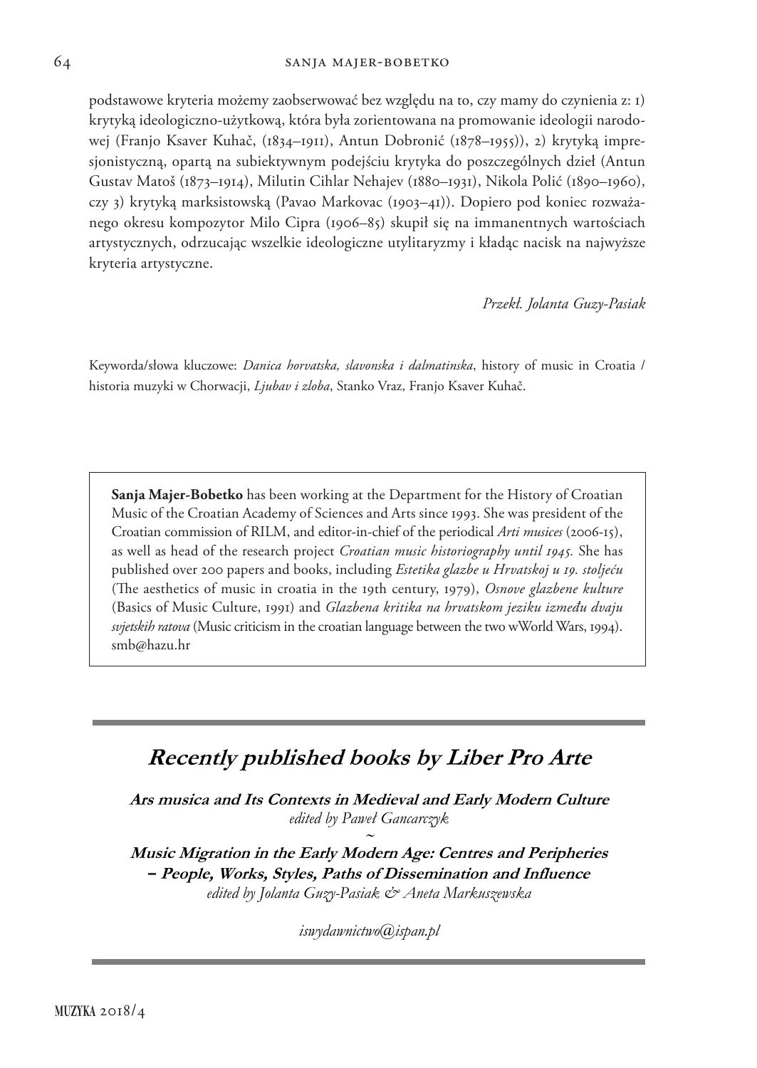podstawowe kryteria możemy zaobserwować bez względu na to, czy mamy do czynienia z: 1) krytyką ideologiczno-użytkową, która była zorientowana na promowanie ideologii narodowej (Franjo Ksaver Kuhač, (1834–1911), Antun Dobronić (1878–1955)), 2) krytyką impresjonistyczną, opartą na subiektywnym podejściu krytyka do poszczególnych dzieł (Antun Gustav Matoš (1873–1914), Milutin Cihlar Nehajev (1880–1931), Nikola Polić (1890–1960), czy 3) krytyką marksistowską (Pavao Markovac (1903–41)). Dopiero pod koniec rozważanego okresu kompozytor Milo Cipra (1906–85) skupił się na immanentnych wartościach artystycznych, odrzucając wszelkie ideologiczne utylitaryzmy i kładąc nacisk na najwyższe kryteria artystyczne.

*Przekł. Jolanta Guzy-Pasiak*

Keyworda/słowa kluczowe: *Danica horvatska, slavonska i dalmatinska*, history of music in Croatia / historia muzyki w Chorwacji, *Ljubav i zloba*, Stanko Vraz, Franjo Ksaver Kuhač.

**Sanja Majer-Bobetko** has been working at the Department for the History of Croatian Music of the Croatian Academy of Sciences and Arts since 1993. She was president of the Croatian commission of RILM, and editor-in-chief of the periodical *Arti musices* (2006-15), as well as head of the research project *Croatian music historiography until 1945.* She has published over 200 papers and books, including *Estetika glazbe u Hrvatskoj u 19. stoljeću* (The aesthetics of music in croatia in the 19th century, 1979), *Osnove glazbene kulture* (Basics of Music Culture, 1991) and *Glazbena kritika na hrvatskom jeziku između dvaju svjetskih ratova* (Music criticism in the croatian language between the two wWorld Wars, 1994). smb@hazu.hr

## Recently published books by Liber Pro Arte

**Ars musica and Its Contexts in Medieval and Early Modern Culture**
*edited by Paweł Gancarczyk*

~

**Music Migration in the Early Modern Age: Centres and Peripheries – People, Works, Styles, Paths of Dissemination and Influence**
*edited by Jolanta Guzy-Pasiak & Aneta Markuszewska*

*iswydawnictwo@ispan.pl*